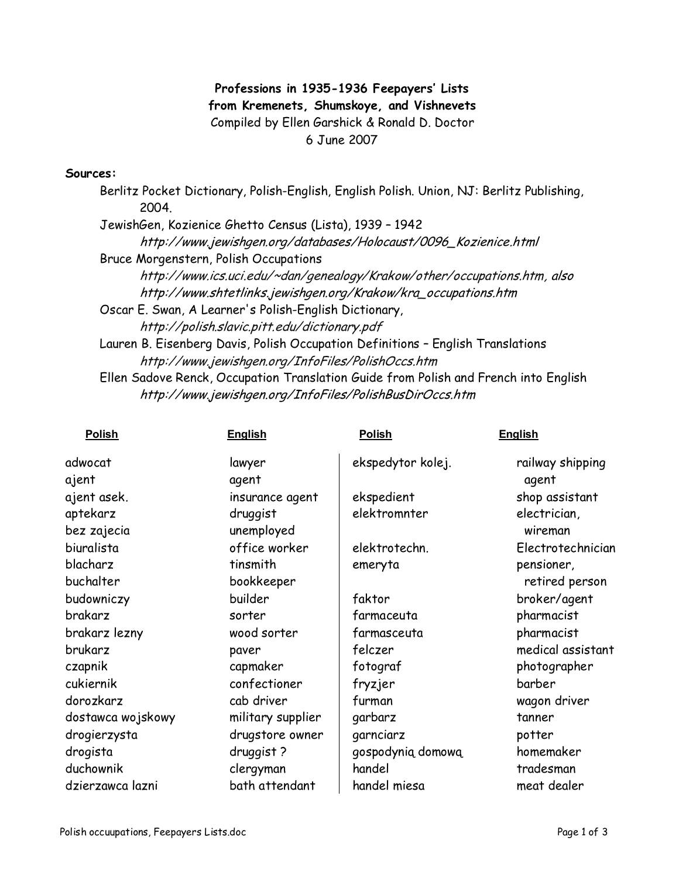**Professions in 1935-1936 Feepayers' Lists**
**from Kremenets, Shumskoye, and Vishnevets**

Compiled by Ellen Garshick & Ronald D. Doctor

6 June 2007

**Sources:**

Berlitz Pocket Dictionary, Polish-English, English Polish. Union, NJ: Berlitz Publishing, 2004.

JewishGen, Kozienice Ghetto Census (Lista), 1939 – 1942
*http://www.jewishgen.org/databases/Holocaust/0096_Kozienice.html*

Bruce Morgenstern, Polish Occupations
*http://www.ics.uci.edu/~dan/genealogy/Krakow/other/occupations.htm, also http://www.shtetlinks.jewishgen.org/Krakow/kra_occupations.htm*

Oscar E. Swan, A Learner's Polish-English Dictionary,
*http://polish.slavic.pitt.edu/dictionary.pdf*

Lauren B. Eisenberg Davis, Polish Occupation Definitions – English Translations
*http://www.jewishgen.org/InfoFiles/PolishOccs.htm*

Ellen Sadove Renck, Occupation Translation Guide from Polish and French into English
*http://www.jewishgen.org/InfoFiles/PolishBusDirOccs.htm*

| Polish | English |
|---|---|
| adwocat | lawyer |
| ajent | agent |
| ajent asek. | insurance agent |
| aptekarz | druggist |
| bez zajecia | unemployed |
| biuralista | office worker |
| blacharz | tinsmith |
| buchalter | bookkeeper |
| budowniczy | builder |
| brakarz | sorter |
| brakarz lezny | wood sorter |
| brukarz | paver |
| czapnik | capmaker |
| cukiernik | confectioner |
| dorozkarz | cab driver |
| dostawca wojskowy | military supplier |
| drogierzysta | drugstore owner |
| drogista | druggist ? |
| duchownik | clergyman |
| dzierzawca lazni | bath attendant |
| ekspedytor kolej. | railway shipping agent |
| ekspedient | shop assistant |
| elektromnter | electrician, wireman |
| elektrotechn. | Electrotechnician |
| emeryta | pensioner, retired person |
| faktor | broker/agent |
| farmaceuta | pharmacist |
| farmasceuta | pharmacist |
| felczer | medical assistant |
| fotograf | photographer |
| fryzjer | barber |
| furman | wagon driver |
| garbarz | tanner |
| garnciarz | potter |
| gospodynią domową | homemaker |
| handel | tradesman |
| handel miesa | meat dealer |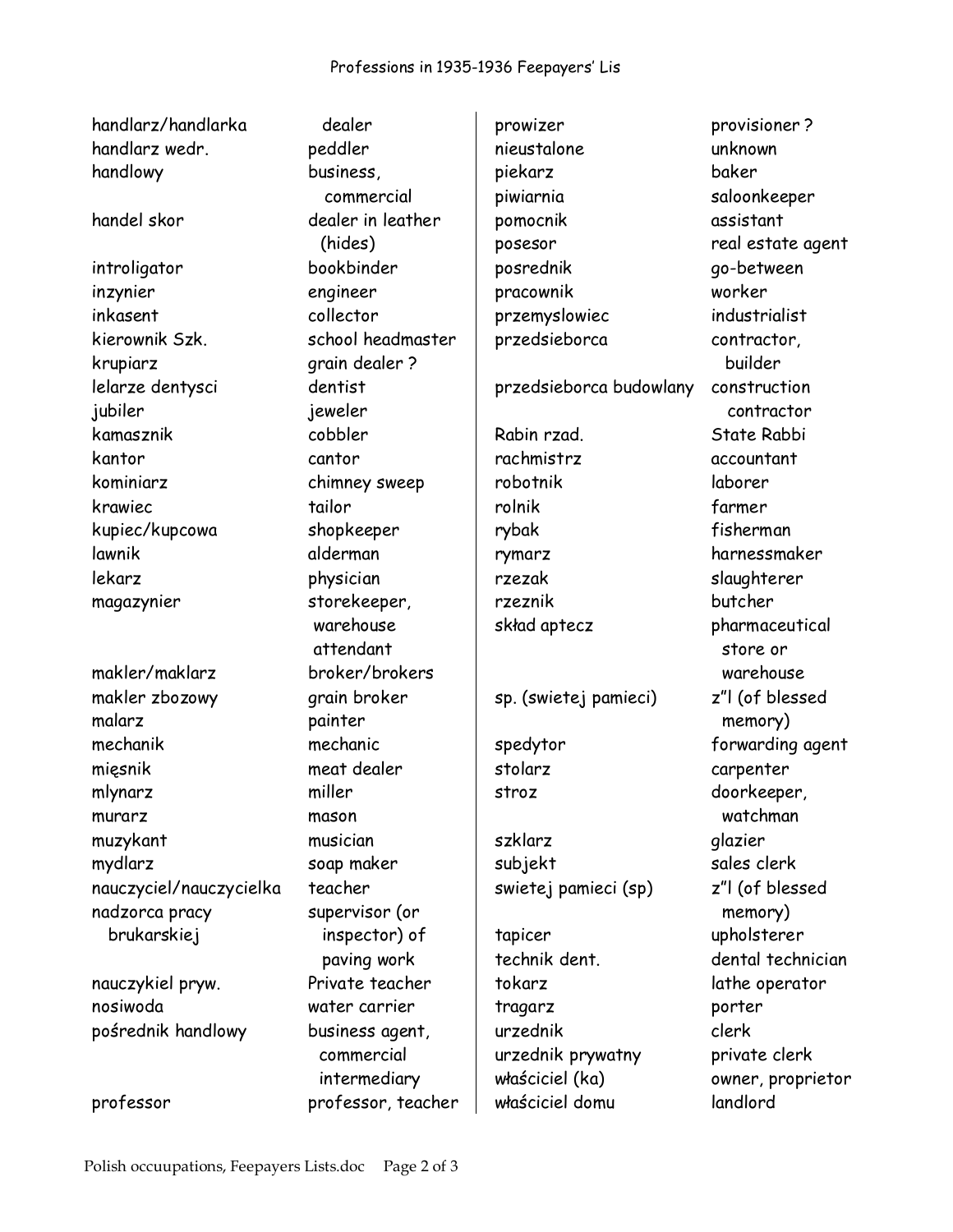| Polish | English |
|---|---|
| handlarz/handlarka | dealer |
| handlarz wedr. | peddler |
| handlowy | business, commercial |
| handel skor | dealer in leather (hides) |
| introligator | bookbinder |
| inzynier | engineer |
| inkasent | collector |
| kierownik Szk. | school headmaster |
| krupiarz | grain dealer ? |
| lelarze dentysci | dentist |
| jubiler | jeweler |
| kamasznik | cobbler |
| kantor | cantor |
| kominiarz | chimney sweep |
| krawiec | tailor |
| kupiec/kupcowa | shopkeeper |
| lawnik | alderman |
| lekarz | physician |
| magazynier | storekeeper, warehouse attendant |
| makler/maklarz | broker/brokers |
| makler zbozowy | grain broker |
| malarz | painter |
| mechanik | mechanic |
| mięsnik | meat dealer |
| mlynarz | miller |
| murarz | mason |
| muzykant | musician |
| mydlarz | soap maker |
| nauczyciel/nauczycielka | teacher |
| nadzorca pracy brukarskiej | supervisor (or inspector) of paving work |
| nauczykiel pryw. | Private teacher |
| nosiwoda | water carrier |
| pośrednik handlowy | business agent, commercial intermediary |
| professor | professor, teacher |
| prowizer | provisioner ? |
| nieustalone | unknown |
| piekarz | baker |
| piwiarnia | saloonkeeper |
| pomocnik | assistant |
| posesor | real estate agent |
| posrednik | go-between |
| pracownik | worker |
| przemyslowiec | industrialist |
| przedsieborca | contractor, builder |
| przedsieborca budowlany | construction contractor |
| Rabin rzad. | State Rabbi |
| rachmistrz | accountant |
| robotnik | laborer |
| rolnik | farmer |
| rybak | fisherman |
| rymarz | harnessmaker |
| rzezak | slaughterer |
| rzeznik | butcher |
| skład aptecz | pharmaceutical store or warehouse |
| sp. (swietej pamieci) | z"l (of blessed memory) |
| spedytor | forwarding agent |
| stolarz | carpenter |
| stroz | doorkeeper, watchman |
| szklarz | glazier |
| subjekt | sales clerk |
| swietej pamieci (sp) | z"l (of blessed memory) |
| tapicer | upholsterer |
| technik dent. | dental technician |
| tokarz | lathe operator |
| tragarz | porter |
| urzednik | clerk |
| urzednik prywatny | private clerk |
| właściciel (ka) | owner, proprietor |
| właściciel domu | landlord |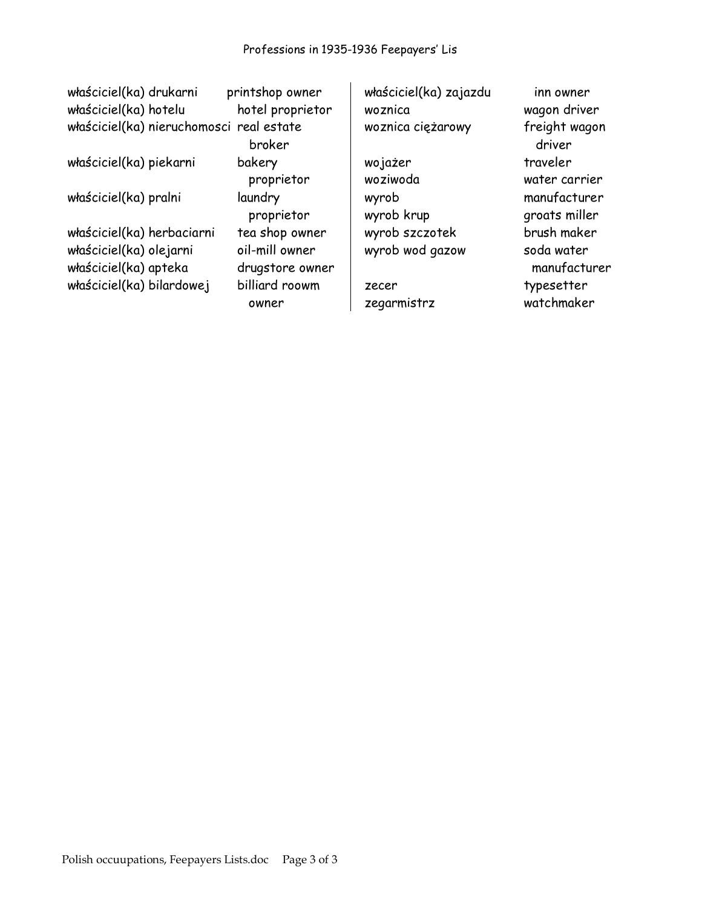Professions in 1935-1936 Feepayers' Lis

| | |
|---|---|
| właściciel(ka) drukarni | printshop owner |
| właściciel(ka) hotelu | hotel proprietor |
| właściciel(ka) nieruchomosci | real estate broker |
| właściciel(ka) piekarni | bakery proprietor |
| właściciel(ka) pralni | laundry proprietor |
| właściciel(ka) herbaciarni | tea shop owner |
| właściciel(ka) olejarni | oil-mill owner |
| właściciel(ka) apteka | drugstore owner |
| właściciel(ka) bilardowej | billiard roowm owner |
| właściciel(ka) zajazdu | inn owner |
| woznica | wagon driver |
| woznica ciężarowy | freight wagon driver |
| wojażer | traveler |
| woziwoda | water carrier |
| wyrob | manufacturer |
| wyrob krup | groats miller |
| wyrob szczotek | brush maker |
| wyrob wod gazow | soda water manufacturer |
| zecer | typesetter |
| zegarmistrz | watchmaker |